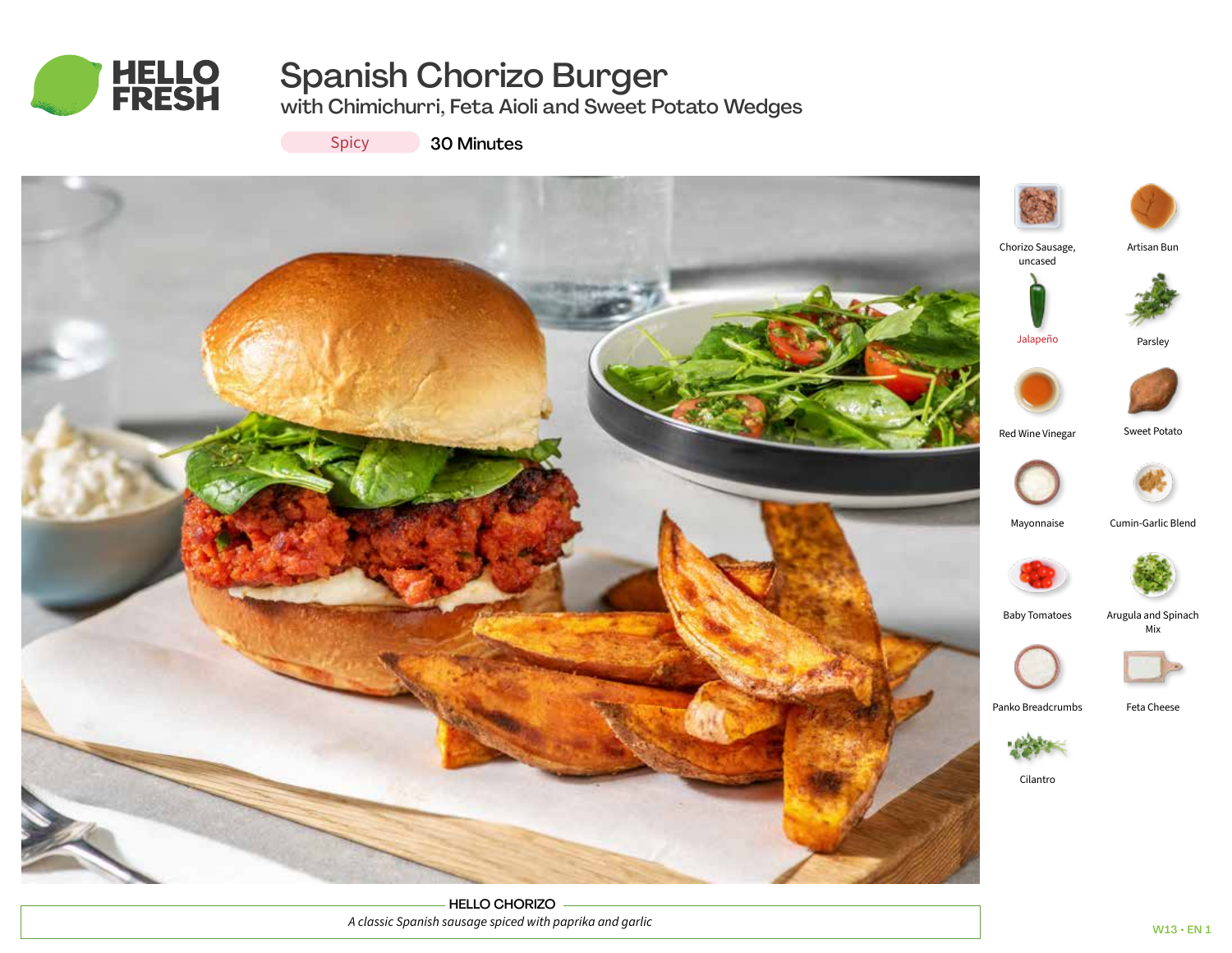# Spanish Chorizo Burger

## with Chimichurri, Feta Aioli and Sweet Potato Wedges

Spicy 30 Minutes

- Chorizo Sausage, uncased
- Artisan Bun
- Jalapeño
- Parsley
- Red Wine Vinegar
- Sweet Potato
- Mayonnaise
- Cumin-Garlic Blend
- Baby Tomatoes
- Arugula and Spinach Mix
- Panko Breadcrumbs
- Feta Cheese
- Cilantro

**HELLO CHORIZO**

*A classic Spanish sausage spiced with paprika and garlic*

W13 • EN 1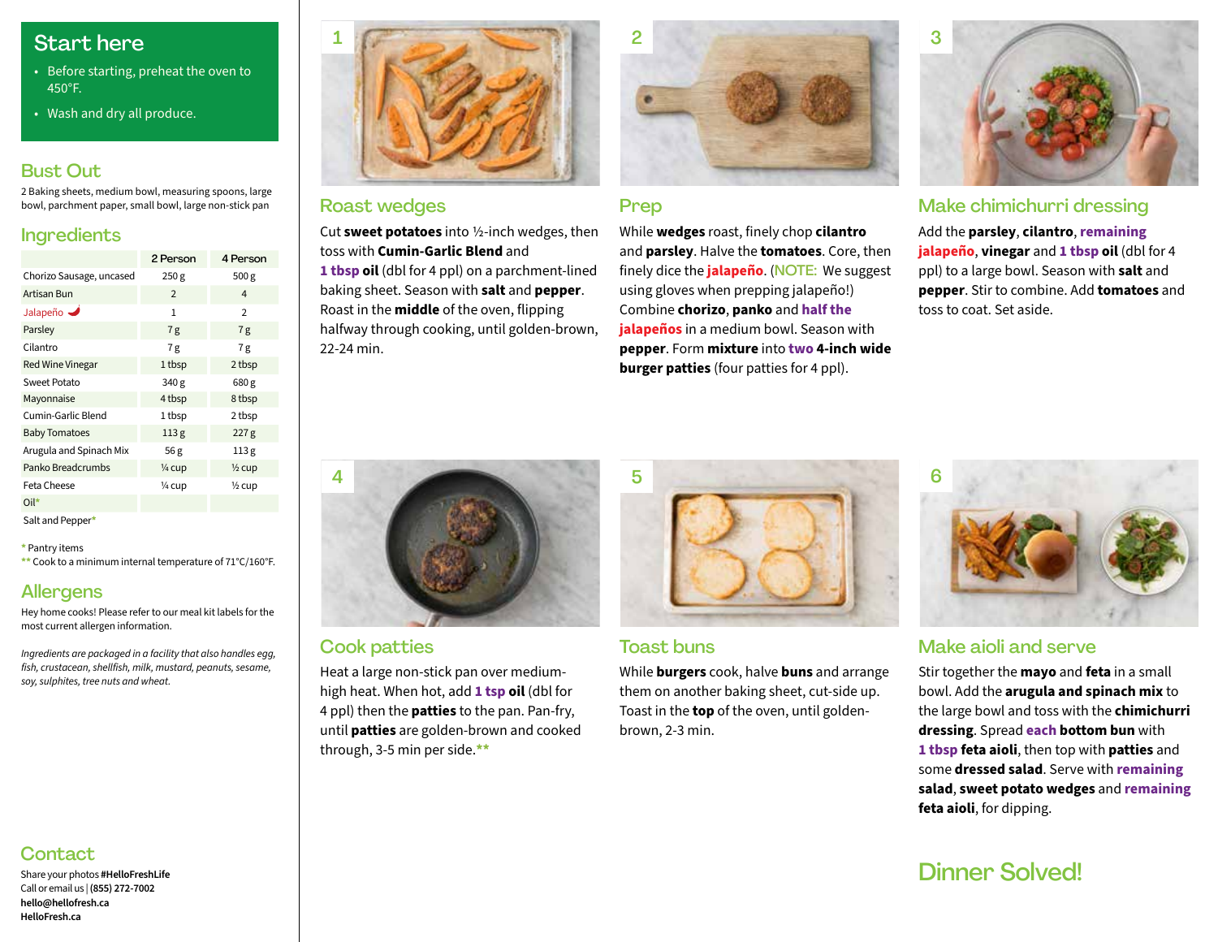## Start here

- Before starting, preheat the oven to 450°F.
- Wash and dry all produce.

## Bust Out

2 Baking sheets, medium bowl, measuring spoons, large bowl, parchment paper, small bowl, large non-stick pan

## Ingredients

| | 2 Person | 4 Person |
|---|---|---|
| Chorizo Sausage, uncased | 250 g | 500 g |
| Artisan Bun | 2 | 4 |
| Jalapeño | 1 | 2 |
| Parsley | 7 g | 7 g |
| Cilantro | 7 g | 7 g |
| Red Wine Vinegar | 1 tbsp | 2 tbsp |
| Sweet Potato | 340 g | 680 g |
| Mayonnaise | 4 tbsp | 8 tbsp |
| Cumin-Garlic Blend | 1 tbsp | 2 tbsp |
| Baby Tomatoes | 113 g | 227 g |
| Arugula and Spinach Mix | 56 g | 113 g |
| Panko Breadcrumbs | ¼ cup | ½ cup |
| Feta Cheese | ¼ cup | ½ cup |
| Oil* | | |
| Salt and Pepper* | | |

\* Pantry items
\*\* Cook to a minimum internal temperature of 71°C/160°F.

## Allergens

Hey home cooks! Please refer to our meal kit labels for the most current allergen information.

*Ingredients are packaged in a facility that also handles egg, fish, crustacean, shellfish, milk, mustard, peanuts, sesame, soy, sulphites, tree nuts and wheat.*

## Contact

Share your photos **#HelloFreshLife**
Call or email us | **(855) 272-7002**
**hello@hellofresh.ca**
**HelloFresh.ca**

### 1 Roast wedges

Cut **sweet potatoes** into ½-inch wedges, then toss with **Cumin-Garlic Blend** and **1 tbsp oil** (dbl for 4 ppl) on a parchment-lined baking sheet. Season with **salt** and **pepper**. Roast in the **middle** of the oven, flipping halfway through cooking, until golden-brown, 22-24 min.

### 2 Prep

While **wedges** roast, finely chop **cilantro** and **parsley**. Halve the **tomatoes**. Core, then finely dice the **jalapeño**. (NOTE: We suggest using gloves when prepping jalapeño!) Combine **chorizo**, **panko** and **half the jalapeños** in a medium bowl. Season with **pepper**. Form **mixture** into **two 4-inch wide burger patties** (four patties for 4 ppl).

### 3 Make chimichurri dressing

Add the **parsley**, **cilantro**, **remaining jalapeño**, **vinegar** and **1 tbsp oil** (dbl for 4 ppl) to a large bowl. Season with **salt** and **pepper**. Stir to combine. Add **tomatoes** and toss to coat. Set aside.

### 4 Cook patties

Heat a large non-stick pan over medium-high heat. When hot, add **1 tsp oil** (dbl for 4 ppl) then the **patties** to the pan. Pan-fry, until **patties** are golden-brown and cooked through, 3-5 min per side.\*\*

### 5 Toast buns

While **burgers** cook, halve **buns** and arrange them on another baking sheet, cut-side up. Toast in the **top** of the oven, until golden-brown, 2-3 min.

### 6 Make aioli and serve

Stir together the **mayo** and **feta** in a small bowl. Add the **arugula and spinach mix** to the large bowl and toss with the **chimichurri dressing**. Spread **each bottom bun** with **1 tbsp feta aioli**, then top with **patties** and some **dressed salad**. Serve with **remaining salad**, **sweet potato wedges** and **remaining feta aioli**, for dipping.

## Dinner Solved!